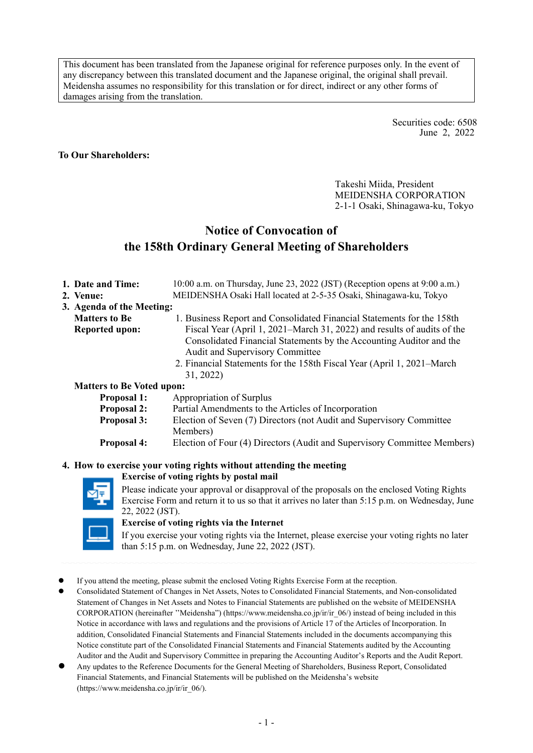This document has been translated from the Japanese original for reference purposes only. In the event of any discrepancy between this translated document and the Japanese original, the original shall prevail. Meidensha assumes no responsibility for this translation or for direct, indirect or any other forms of damages arising from the translation.

Securities code: 6508
June 2, 2022

**To Our Shareholders:**

Takeshi Miida, President
MEIDENSHA CORPORATION
2-1-1 Osaki, Shinagawa-ku, Tokyo

# Notice of Convocation of the 158th Ordinary General Meeting of Shareholders

1. **Date and Time:** 10:00 a.m. on Thursday, June 23, 2022 (JST) (Reception opens at 9:00 a.m.)
2. **Venue:** MEIDENSHA Osaki Hall located at 2-5-35 Osaki, Shinagawa-ku, Tokyo
3. **Agenda of the Meeting:**

   **Matters to Be Reported upon:**
   1. Business Report and Consolidated Financial Statements for the 158th Fiscal Year (April 1, 2021–March 31, 2022) and results of audits of the Consolidated Financial Statements by the Accounting Auditor and the Audit and Supervisory Committee
   2. Financial Statements for the 158th Fiscal Year (April 1, 2021–March 31, 2022)

   **Matters to Be Voted upon:**

   **Proposal 1:** Appropriation of Surplus
   **Proposal 2:** Partial Amendments to the Articles of Incorporation
   **Proposal 3:** Election of Seven (7) Directors (not Audit and Supervisory Committee Members)
   **Proposal 4:** Election of Four (4) Directors (Audit and Supervisory Committee Members)

4. **How to exercise your voting rights without attending the meeting**

   **Exercise of voting rights by postal mail**
   Please indicate your approval or disapproval of the proposals on the enclosed Voting Rights Exercise Form and return it to us so that it arrives no later than 5:15 p.m. on Wednesday, June 22, 2022 (JST).

   **Exercise of voting rights via the Internet**
   If you exercise your voting rights via the Internet, please exercise your voting rights no later than 5:15 p.m. on Wednesday, June 22, 2022 (JST).

- If you attend the meeting, please submit the enclosed Voting Rights Exercise Form at the reception.
- Consolidated Statement of Changes in Net Assets, Notes to Consolidated Financial Statements, and Non-consolidated Statement of Changes in Net Assets and Notes to Financial Statements are published on the website of MEIDENSHA CORPORATION (hereinafter "Meidensha") (https://www.meidensha.co.jp/ir/ir_06/) instead of being included in this Notice in accordance with laws and regulations and the provisions of Article 17 of the Articles of Incorporation. In addition, Consolidated Financial Statements and Financial Statements included in the documents accompanying this Notice constitute part of the Consolidated Financial Statements and Financial Statements audited by the Accounting Auditor and the Audit and Supervisory Committee in preparing the Accounting Auditor's Reports and the Audit Report.
- Any updates to the Reference Documents for the General Meeting of Shareholders, Business Report, Consolidated Financial Statements, and Financial Statements will be published on the Meidensha's website (https://www.meidensha.co.jp/ir/ir_06/).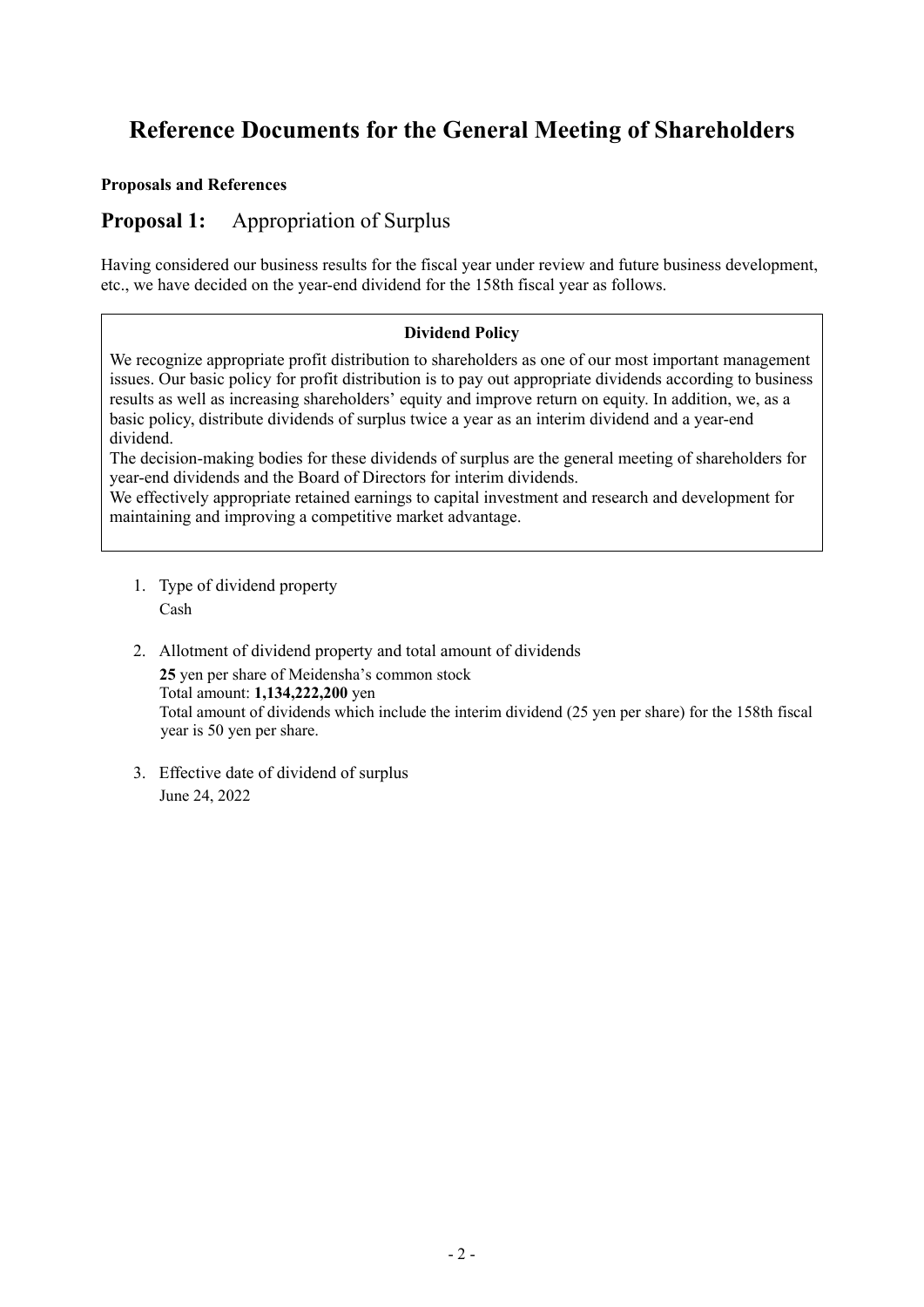# Reference Documents for the General Meeting of Shareholders

**Proposals and References**

## **Proposal 1:** Appropriation of Surplus

Having considered our business results for the fiscal year under review and future business development, etc., we have decided on the year-end dividend for the 158th fiscal year as follows.

> **Dividend Policy**
>
> We recognize appropriate profit distribution to shareholders as one of our most important management issues. Our basic policy for profit distribution is to pay out appropriate dividends according to business results as well as increasing shareholders' equity and improve return on equity. In addition, we, as a basic policy, distribute dividends of surplus twice a year as an interim dividend and a year-end dividend.
>
> The decision-making bodies for these dividends of surplus are the general meeting of shareholders for year-end dividends and the Board of Directors for interim dividends.
>
> We effectively appropriate retained earnings to capital investment and research and development for maintaining and improving a competitive market advantage.

1. Type of dividend property

   Cash

2. Allotment of dividend property and total amount of dividends

   **25** yen per share of Meidensha's common stock

   Total amount: **1,134,222,200** yen

   Total amount of dividends which include the interim dividend (25 yen per share) for the 158th fiscal year is 50 yen per share.

3. Effective date of dividend of surplus

   June 24, 2022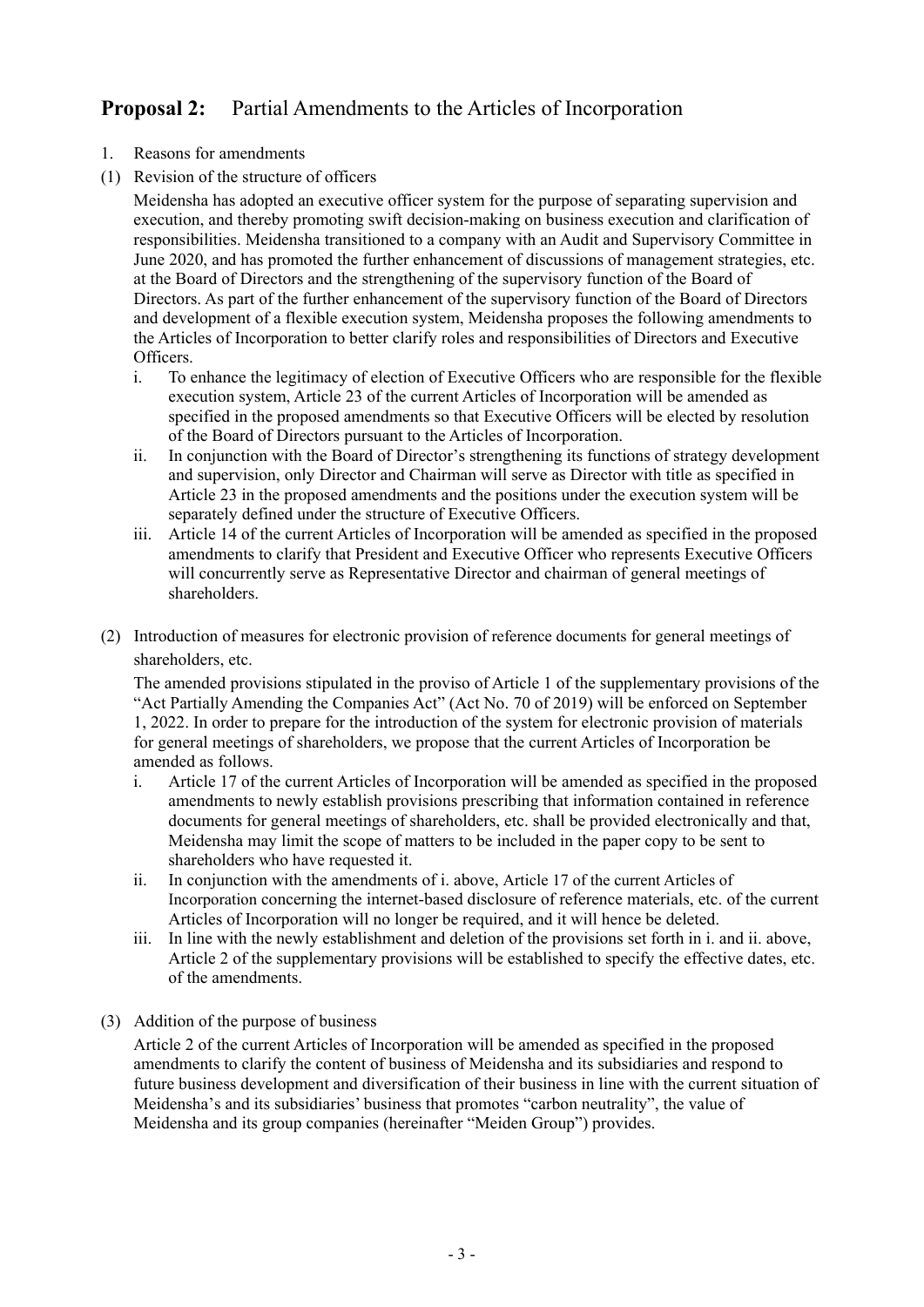## **Proposal 2:** Partial Amendments to the Articles of Incorporation

1. Reasons for amendments

(1) Revision of the structure of officers

Meidensha has adopted an executive officer system for the purpose of separating supervision and execution, and thereby promoting swift decision-making on business execution and clarification of responsibilities. Meidensha transitioned to a company with an Audit and Supervisory Committee in June 2020, and has promoted the further enhancement of discussions of management strategies, etc. at the Board of Directors and the strengthening of the supervisory function of the Board of Directors. As part of the further enhancement of the supervisory function of the Board of Directors and development of a flexible execution system, Meidensha proposes the following amendments to the Articles of Incorporation to better clarify roles and responsibilities of Directors and Executive Officers.

i. To enhance the legitimacy of election of Executive Officers who are responsible for the flexible execution system, Article 23 of the current Articles of Incorporation will be amended as specified in the proposed amendments so that Executive Officers will be elected by resolution of the Board of Directors pursuant to the Articles of Incorporation.

ii. In conjunction with the Board of Director's strengthening its functions of strategy development and supervision, only Director and Chairman will serve as Director with title as specified in Article 23 in the proposed amendments and the positions under the execution system will be separately defined under the structure of Executive Officers.

iii. Article 14 of the current Articles of Incorporation will be amended as specified in the proposed amendments to clarify that President and Executive Officer who represents Executive Officers will concurrently serve as Representative Director and chairman of general meetings of shareholders.

(2) Introduction of measures for electronic provision of reference documents for general meetings of shareholders, etc.

The amended provisions stipulated in the proviso of Article 1 of the supplementary provisions of the "Act Partially Amending the Companies Act" (Act No. 70 of 2019) will be enforced on September 1, 2022. In order to prepare for the introduction of the system for electronic provision of materials for general meetings of shareholders, we propose that the current Articles of Incorporation be amended as follows.

i. Article 17 of the current Articles of Incorporation will be amended as specified in the proposed amendments to newly establish provisions prescribing that information contained in reference documents for general meetings of shareholders, etc. shall be provided electronically and that, Meidensha may limit the scope of matters to be included in the paper copy to be sent to shareholders who have requested it.

ii. In conjunction with the amendments of i. above, Article 17 of the current Articles of Incorporation concerning the internet-based disclosure of reference materials, etc. of the current Articles of Incorporation will no longer be required, and it will hence be deleted.

iii. In line with the newly establishment and deletion of the provisions set forth in i. and ii. above, Article 2 of the supplementary provisions will be established to specify the effective dates, etc. of the amendments.

(3) Addition of the purpose of business

Article 2 of the current Articles of Incorporation will be amended as specified in the proposed amendments to clarify the content of business of Meidensha and its subsidiaries and respond to future business development and diversification of their business in line with the current situation of Meidensha's and its subsidiaries' business that promotes "carbon neutrality", the value of Meidensha and its group companies (hereinafter "Meiden Group") provides.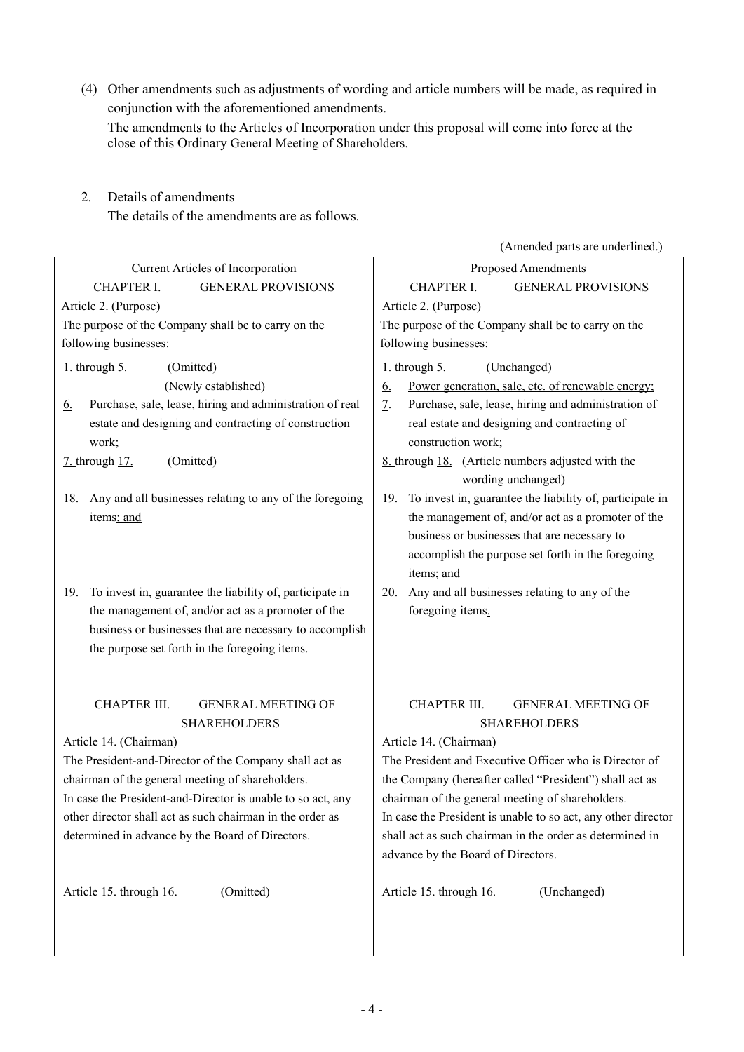(4) Other amendments such as adjustments of wording and article numbers will be made, as required in conjunction with the aforementioned amendments.
The amendments to the Articles of Incorporation under this proposal will come into force at the close of this Ordinary General Meeting of Shareholders.

2. Details of amendments
The details of the amendments are as follows.

(Amended parts are underlined.)

| Current Articles of Incorporation | Proposed Amendments |
|---|---|
| CHAPTER I. GENERAL PROVISIONS | CHAPTER I. GENERAL PROVISIONS |
| Article 2. (Purpose)<br>The purpose of the Company shall be to carry on the following businesses: | Article 2. (Purpose)<br>The purpose of the Company shall be to carry on the following businesses: |
| 1. through 5. (Omitted) | 1. through 5. (Unchanged) |
| (Newly established) | 6. Power generation, sale, etc. of renewable energy; |
| 6. Purchase, sale, lease, hiring and administration of real estate and designing and contracting of construction work; | 7. Purchase, sale, lease, hiring and administration of real estate and designing and contracting of construction work; |
| 7. through 17. (Omitted) | 8. through 18. (Article numbers adjusted with the wording unchanged) |
| 18. Any and all businesses relating to any of the foregoing items; and | 19. To invest in, guarantee the liability of, participate in the management of, and/or act as a promoter of the business or businesses that are necessary to accomplish the purpose set forth in the foregoing items; and |
| 19. To invest in, guarantee the liability of, participate in the management of, and/or act as a promoter of the business or businesses that are necessary to accomplish the purpose set forth in the foregoing items. | 20. Any and all businesses relating to any of the foregoing items. |
| CHAPTER III. GENERAL MEETING OF SHAREHOLDERS | CHAPTER III. GENERAL MEETING OF SHAREHOLDERS |
| Article 14. (Chairman)<br>The President-and-Director of the Company shall act as chairman of the general meeting of shareholders.<br>In case the President-and-Director is unable to so act, any other director shall act as such chairman in the order as determined in advance by the Board of Directors. | Article 14. (Chairman)<br>The President and Executive Officer who is Director of the Company (hereafter called "President") shall act as chairman of the general meeting of shareholders.<br>In case the President is unable to so act, any other director shall act as such chairman in the order as determined in advance by the Board of Directors. |
| Article 15. through 16. (Omitted) | Article 15. through 16. (Unchanged) |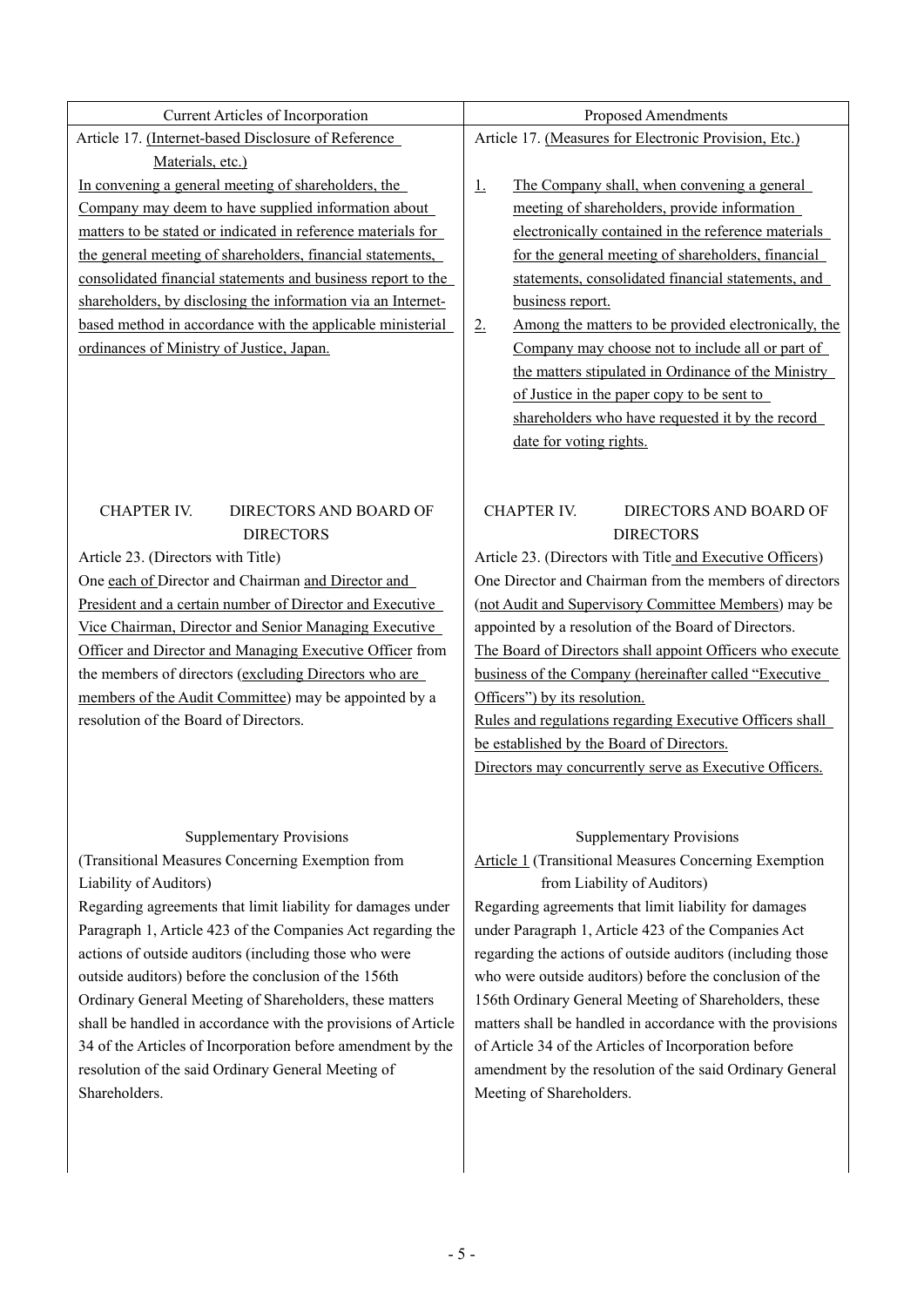| Current Articles of Incorporation | Proposed Amendments |
|---|---|
| Article 17. (Internet-based Disclosure of Reference Materials, etc.)<br>In convening a general meeting of shareholders, the Company may deem to have supplied information about matters to be stated or indicated in reference materials for the general meeting of shareholders, financial statements, consolidated financial statements and business report to the shareholders, by disclosing the information via an Internet-based method in accordance with the applicable ministerial ordinances of Ministry of Justice, Japan. | Article 17. (Measures for Electronic Provision, Etc.)<br>1. The Company shall, when convening a general meeting of shareholders, provide information electronically contained in the reference materials for the general meeting of shareholders, financial statements, consolidated financial statements, and business report.<br>2. Among the matters to be provided electronically, the Company may choose not to include all or part of the matters stipulated in Ordinance of the Ministry of Justice in the paper copy to be sent to shareholders who have requested it by the record date for voting rights. |
| CHAPTER IV. DIRECTORS AND BOARD OF DIRECTORS | CHAPTER IV. DIRECTORS AND BOARD OF DIRECTORS |
| Article 23. (Directors with Title)<br>One each of Director and Chairman and Director and President and a certain number of Director and Executive Vice Chairman, Director and Senior Managing Executive Officer and Director and Managing Executive Officer from the members of directors (excluding Directors who are members of the Audit Committee) may be appointed by a resolution of the Board of Directors. | Article 23. (Directors with Title and Executive Officers)<br>One Director and Chairman from the members of directors (not Audit and Supervisory Committee Members) may be appointed by a resolution of the Board of Directors.<br>The Board of Directors shall appoint Officers who execute business of the Company (hereinafter called "Executive Officers") by its resolution.<br>Rules and regulations regarding Executive Officers shall be established by the Board of Directors.<br>Directors may concurrently serve as Executive Officers. |
| Supplementary Provisions<br>(Transitional Measures Concerning Exemption from Liability of Auditors)<br>Regarding agreements that limit liability for damages under Paragraph 1, Article 423 of the Companies Act regarding the actions of outside auditors (including those who were outside auditors) before the conclusion of the 156th Ordinary General Meeting of Shareholders, these matters shall be handled in accordance with the provisions of Article 34 of the Articles of Incorporation before amendment by the resolution of the said Ordinary General Meeting of Shareholders. | Supplementary Provisions<br>Article 1 (Transitional Measures Concerning Exemption from Liability of Auditors)<br>Regarding agreements that limit liability for damages under Paragraph 1, Article 423 of the Companies Act regarding the actions of outside auditors (including those who were outside auditors) before the conclusion of the 156th Ordinary General Meeting of Shareholders, these matters shall be handled in accordance with the provisions of Article 34 of the Articles of Incorporation before amendment by the resolution of the said Ordinary General Meeting of Shareholders. |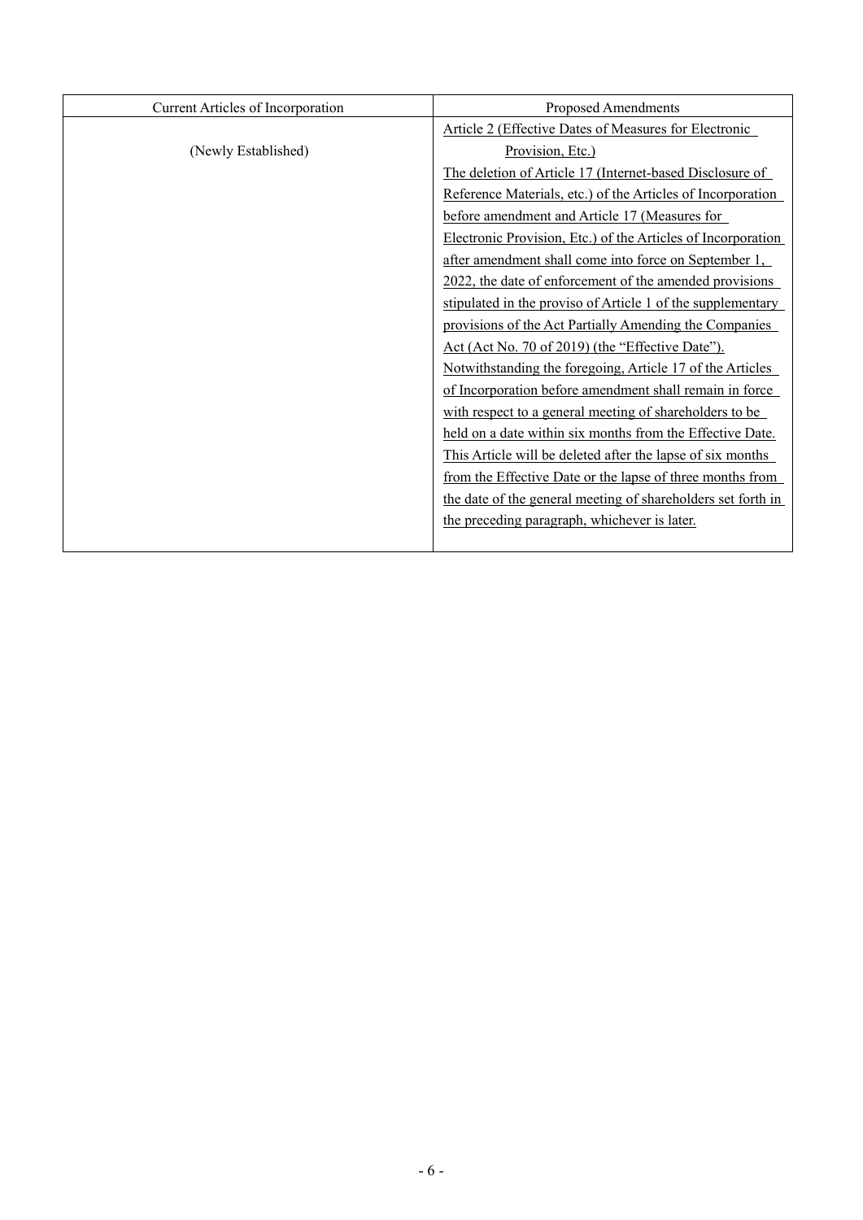| Current Articles of Incorporation | Proposed Amendments |
|---|---|
| (Newly Established) | Article 2 (Effective Dates of Measures for Electronic Provision, Etc.)<br>The deletion of Article 17 (Internet-based Disclosure of Reference Materials, etc.) of the Articles of Incorporation before amendment and Article 17 (Measures for Electronic Provision, Etc.) of the Articles of Incorporation after amendment shall come into force on September 1, 2022, the date of enforcement of the amended provisions stipulated in the proviso of Article 1 of the supplementary provisions of the Act Partially Amending the Companies Act (Act No. 70 of 2019) (the "Effective Date").<br>Notwithstanding the foregoing, Article 17 of the Articles of Incorporation before amendment shall remain in force with respect to a general meeting of shareholders to be held on a date within six months from the Effective Date.<br>This Article will be deleted after the lapse of six months from the Effective Date or the lapse of three months from the date of the general meeting of shareholders set forth in the preceding paragraph, whichever is later. |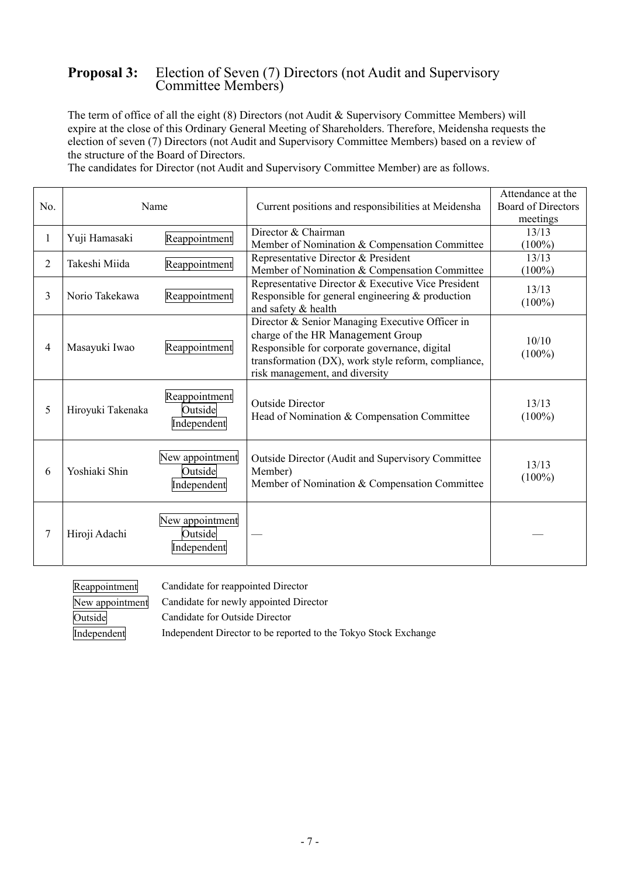## Proposal 3: Election of Seven (7) Directors (not Audit and Supervisory Committee Members)

The term of office of all the eight (8) Directors (not Audit & Supervisory Committee Members) will expire at the close of this Ordinary General Meeting of Shareholders. Therefore, Meidensha requests the election of seven (7) Directors (not Audit and Supervisory Committee Members) based on a review of the structure of the Board of Directors.
The candidates for Director (not Audit and Supervisory Committee Member) are as follows.

| No. | Name | | Current positions and responsibilities at Meidensha | Attendance at the Board of Directors meetings |
|---|---|---|---|---|
| 1 | Yuji Hamasaki | Reappointment | Director & Chairman<br>Member of Nomination & Compensation Committee | 13/13<br>(100%) |
| 2 | Takeshi Miida | Reappointment | Representative Director & President<br>Member of Nomination & Compensation Committee | 13/13<br>(100%) |
| 3 | Norio Takekawa | Reappointment | Representative Director & Executive Vice President<br>Responsible for general engineering & production and safety & health | 13/13<br>(100%) |
| 4 | Masayuki Iwao | Reappointment | Director & Senior Managing Executive Officer in charge of the HR Management Group<br>Responsible for corporate governance, digital transformation (DX), work style reform, compliance, risk management, and diversity | 10/10<br>(100%) |
| 5 | Hiroyuki Takenaka | Reappointment<br>Outside<br>Independent | Outside Director<br>Head of Nomination & Compensation Committee | 13/13<br>(100%) |
| 6 | Yoshiaki Shin | New appointment<br>Outside<br>Independent | Outside Director (Audit and Supervisory Committee Member)<br>Member of Nomination & Compensation Committee | 13/13<br>(100%) |
| 7 | Hiroji Adachi | New appointment<br>Outside<br>Independent | — | — |

| | |
|---|---|
| Reappointment | Candidate for reappointed Director |
| New appointment | Candidate for newly appointed Director |
| Outside | Candidate for Outside Director |
| Independent | Independent Director to be reported to the Tokyo Stock Exchange |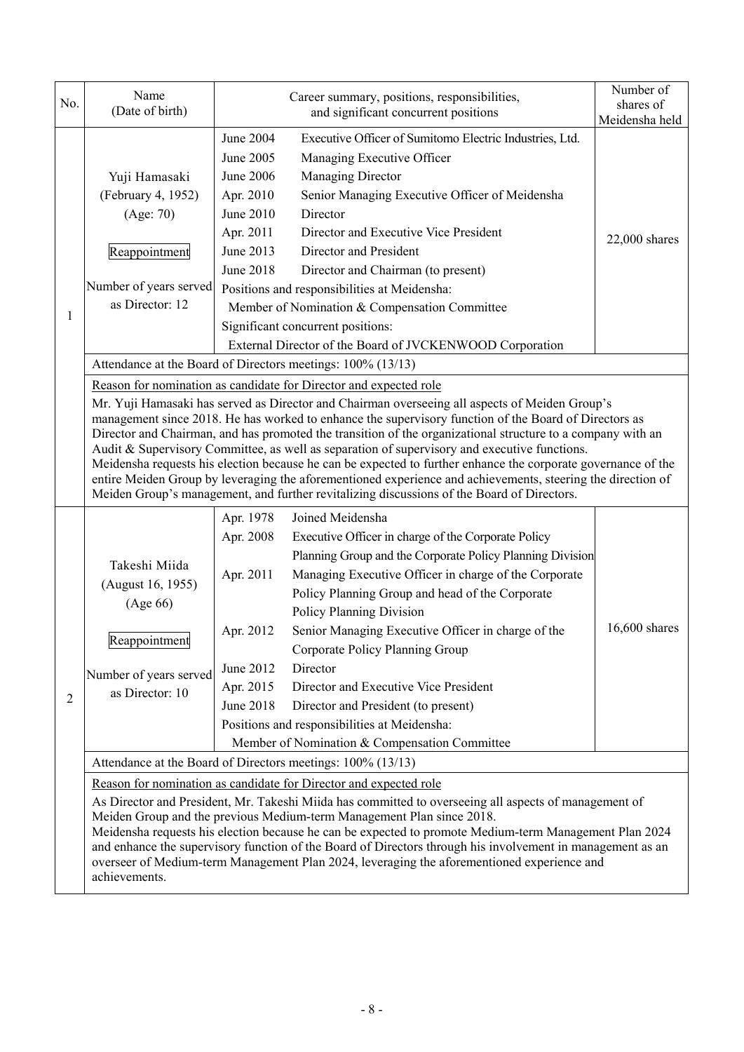| No. | Name (Date of birth) | Career summary, positions, responsibilities, and significant concurrent positions | Number of shares of Meidensha held |
|---|---|---|---|
| 1 | Yuji Hamasaki (February 4, 1952) (Age: 70) Reappointment Number of years served as Director: 12 | June 2004 Executive Officer of Sumitomo Electric Industries, Ltd.<br>June 2005 Managing Executive Officer<br>June 2006 Managing Director<br>Apr. 2010 Senior Managing Executive Officer of Meidensha<br>June 2010 Director<br>Apr. 2011 Director and Executive Vice President<br>June 2013 Director and President<br>June 2018 Director and Chairman (to present)<br>Positions and responsibilities at Meidensha:<br>Member of Nomination & Compensation Committee<br>Significant concurrent positions:<br>External Director of the Board of JVCKENWOOD Corporation | 22,000 shares |
| | Attendance at the Board of Directors meetings: 100% (13/13) | | |
| | Reason for nomination as candidate for Director and expected role<br>Mr. Yuji Hamasaki has served as Director and Chairman overseeing all aspects of Meiden Group's management since 2018. He has worked to enhance the supervisory function of the Board of Directors as Director and Chairman, and has promoted the transition of the organizational structure to a company with an Audit & Supervisory Committee, as well as separation of supervisory and executive functions.<br>Meidensha requests his election because he can be expected to further enhance the corporate governance of the entire Meiden Group by leveraging the aforementioned experience and achievements, steering the direction of Meiden Group's management, and further revitalizing discussions of the Board of Directors. | | |
| 2 | Takeshi Miida (August 16, 1955) (Age 66) Reappointment Number of years served as Director: 10 | Apr. 1978 Joined Meidensha<br>Apr. 2008 Executive Officer in charge of the Corporate Policy Planning Group and the Corporate Policy Planning Division<br>Apr. 2011 Managing Executive Officer in charge of the Corporate Policy Planning Group and head of the Corporate Policy Planning Division<br>Apr. 2012 Senior Managing Executive Officer in charge of the Corporate Policy Planning Group<br>June 2012 Director<br>Apr. 2015 Director and Executive Vice President<br>June 2018 Director and President (to present)<br>Positions and responsibilities at Meidensha:<br>Member of Nomination & Compensation Committee | 16,600 shares |
| | Attendance at the Board of Directors meetings: 100% (13/13) | | |
| | Reason for nomination as candidate for Director and expected role<br>As Director and President, Mr. Takeshi Miida has committed to overseeing all aspects of management of Meiden Group and the previous Medium-term Management Plan since 2018.<br>Meidensha requests his election because he can be expected to promote Medium-term Management Plan 2024 and enhance the supervisory function of the Board of Directors through his involvement in management as an overseer of Medium-term Management Plan 2024, leveraging the aforementioned experience and achievements. | | |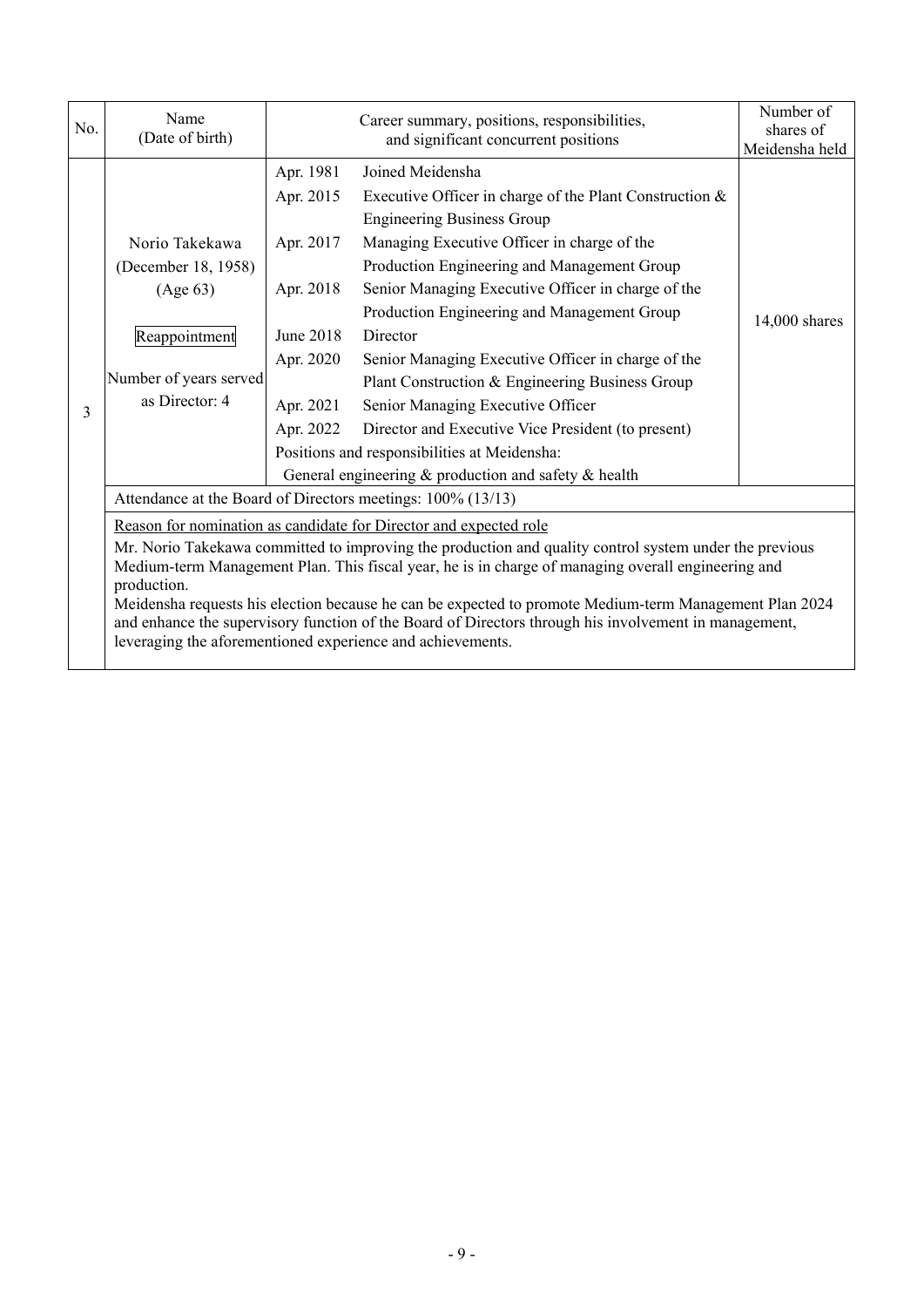| No. | Name (Date of birth) | Career summary, positions, responsibilities, and significant concurrent positions | | Number of shares of Meidensha held |
|---|---|---|---|---|
| 3 | Norio Takekawa (December 18, 1958) (Age 63)<br><br>Reappointment<br><br>Number of years served as Director: 4 | Apr. 1981 | Joined Meidensha | 14,000 shares |
| | | Apr. 2015 | Executive Officer in charge of the Plant Construction & Engineering Business Group | |
| | | Apr. 2017 | Managing Executive Officer in charge of the Production Engineering and Management Group | |
| | | Apr. 2018 | Senior Managing Executive Officer in charge of the Production Engineering and Management Group | |
| | | June 2018 | Director | |
| | | Apr. 2020 | Senior Managing Executive Officer in charge of the Plant Construction & Engineering Business Group | |
| | | Apr. 2021 | Senior Managing Executive Officer | |
| | | Apr. 2022 | Director and Executive Vice President (to present) | |
| | | Positions and responsibilities at Meidensha:<br>General engineering & production and safety & health | | |
| | Attendance at the Board of Directors meetings: 100% (13/13) | | | |

Reason for nomination as candidate for Director and expected role

Mr. Norio Takekawa committed to improving the production and quality control system under the previous Medium-term Management Plan. This fiscal year, he is in charge of managing overall engineering and production.

Meidensha requests his election because he can be expected to promote Medium-term Management Plan 2024 and enhance the supervisory function of the Board of Directors through his involvement in management, leveraging the aforementioned experience and achievements.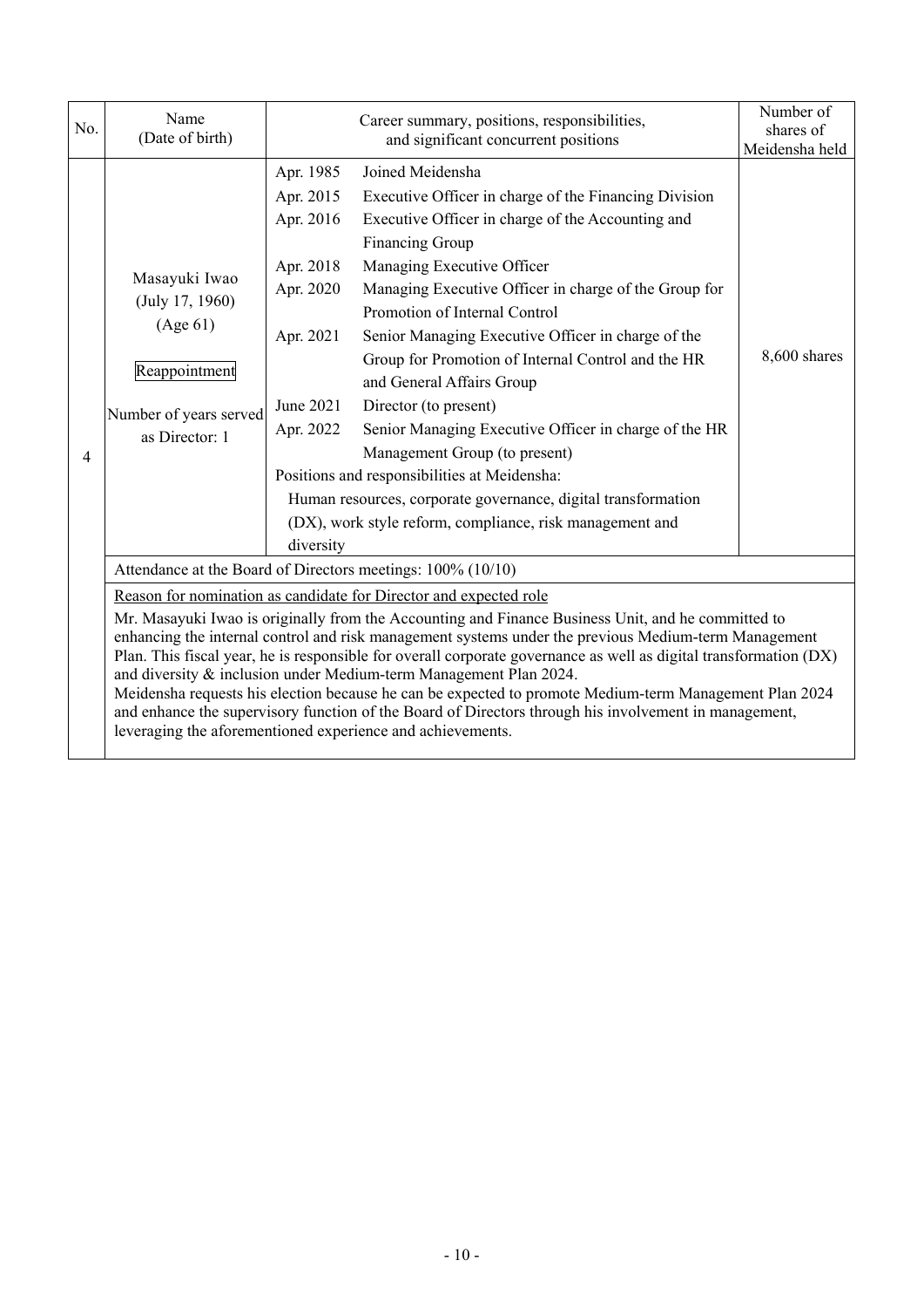| No. | Name<br>(Date of birth) | Career summary, positions, responsibilities,<br>and significant concurrent positions | Number of shares of Meidensha held |
|---|---|---|---|
| 4 | Masayuki Iwao<br>(July 17, 1960)<br>(Age 61)<br><br>Reappointment<br><br>Number of years served as Director: 1 | Apr. 1985 Joined Meidensha<br>Apr. 2015 Executive Officer in charge of the Financing Division<br>Apr. 2016 Executive Officer in charge of the Accounting and Financing Group<br>Apr. 2018 Managing Executive Officer<br>Apr. 2020 Managing Executive Officer in charge of the Group for Promotion of Internal Control<br>Apr. 2021 Senior Managing Executive Officer in charge of the Group for Promotion of Internal Control and the HR and General Affairs Group<br>June 2021 Director (to present)<br>Apr. 2022 Senior Managing Executive Officer in charge of the HR Management Group (to present)<br>Positions and responsibilities at Meidensha:<br>Human resources, corporate governance, digital transformation (DX), work style reform, compliance, risk management and diversity | 8,600 shares |
| | Attendance at the Board of Directors meetings: 100% (10/10) | | |
| | Reason for nomination as candidate for Director and expected role<br>Mr. Masayuki Iwao is originally from the Accounting and Finance Business Unit, and he committed to enhancing the internal control and risk management systems under the previous Medium-term Management Plan. This fiscal year, he is responsible for overall corporate governance as well as digital transformation (DX) and diversity & inclusion under Medium-term Management Plan 2024.<br>Meidensha requests his election because he can be expected to promote Medium-term Management Plan 2024 and enhance the supervisory function of the Board of Directors through his involvement in management, leveraging the aforementioned experience and achievements. | | |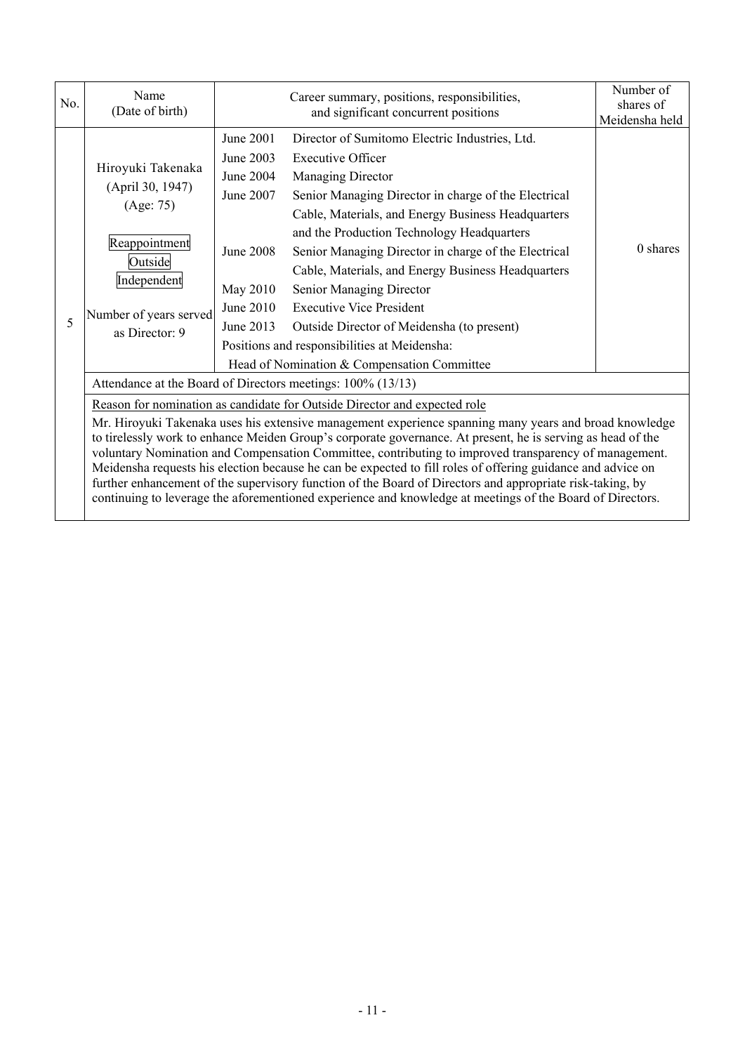| No. | Name (Date of birth) | Career summary, positions, responsibilities, and significant concurrent positions | | Number of shares of Meidensha held |
|---|---|---|---|---|
| 5 | Hiroyuki Takenaka (April 30, 1947) (Age: 75)<br><br>Reappointment<br>Outside<br>Independent<br><br>Number of years served as Director: 9 | June 2001 | Director of Sumitomo Electric Industries, Ltd. | 0 shares |
| | | June 2003 | Executive Officer | |
| | | June 2004 | Managing Director | |
| | | June 2007 | Senior Managing Director in charge of the Electrical Cable, Materials, and Energy Business Headquarters and the Production Technology Headquarters | |
| | | June 2008 | Senior Managing Director in charge of the Electrical Cable, Materials, and Energy Business Headquarters | |
| | | May 2010 | Senior Managing Director | |
| | | June 2010 | Executive Vice President | |
| | | June 2013 | Outside Director of Meidensha (to present) | |
| | | Positions and responsibilities at Meidensha:<br>Head of Nomination & Compensation Committee | | |
| | Attendance at the Board of Directors meetings: 100% (13/13) | | | |
| | Reason for nomination as candidate for Outside Director and expected role<br>Mr. Hiroyuki Takenaka uses his extensive management experience spanning many years and broad knowledge to tirelessly work to enhance Meiden Group's corporate governance. At present, he is serving as head of the voluntary Nomination and Compensation Committee, contributing to improved transparency of management. Meidensha requests his election because he can be expected to fill roles of offering guidance and advice on further enhancement of the supervisory function of the Board of Directors and appropriate risk-taking, by continuing to leverage the aforementioned experience and knowledge at meetings of the Board of Directors. | | | |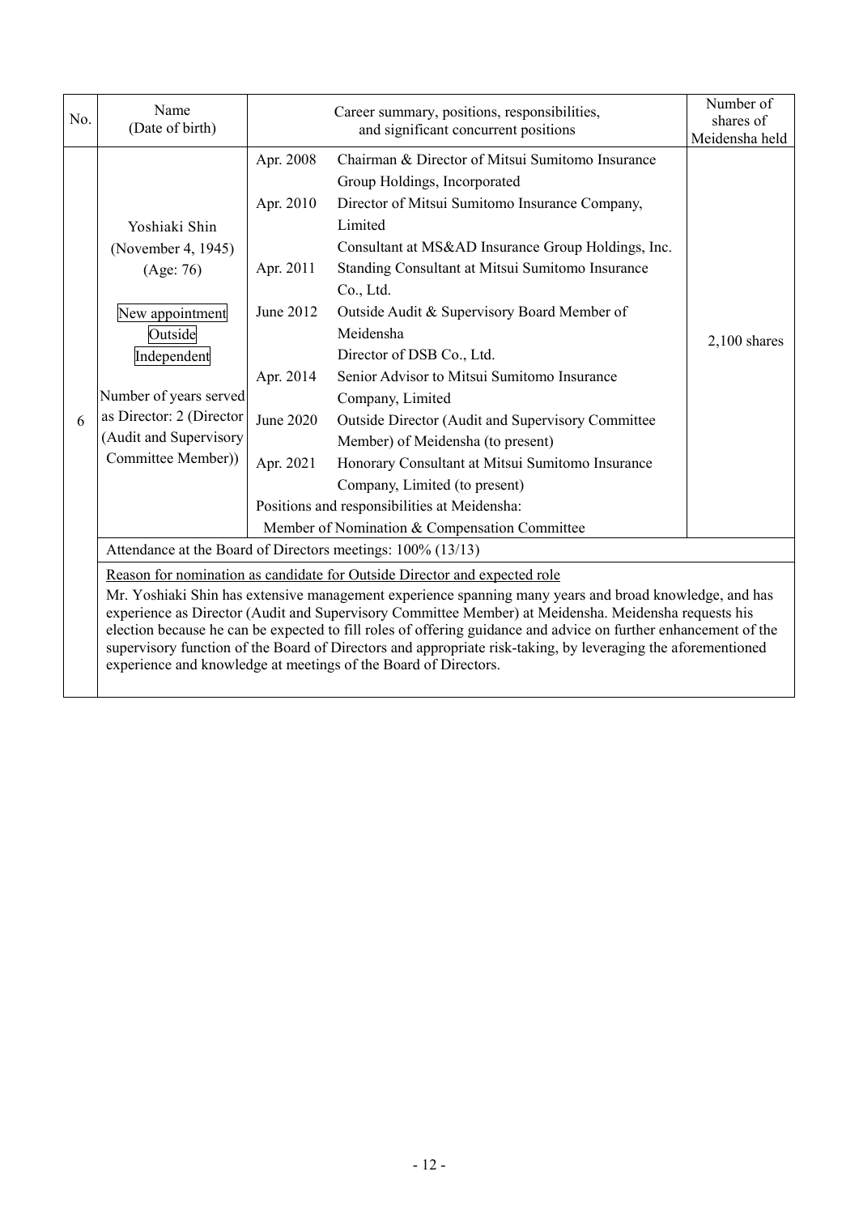| No. | Name (Date of birth) | Career summary, positions, responsibilities, and significant concurrent positions | | Number of shares of Meidensha held |
|---|---|---|---|---|
| 6 | Yoshiaki Shin (November 4, 1945) (Age: 76)<br><br>New appointment<br>Outside<br>Independent<br><br>Number of years served as Director: 2 (Director (Audit and Supervisory Committee Member)) | Apr. 2008 | Chairman & Director of Mitsui Sumitomo Insurance Group Holdings, Incorporated | 2,100 shares |
| | | Apr. 2010 | Director of Mitsui Sumitomo Insurance Company, Limited<br>Consultant at MS&AD Insurance Group Holdings, Inc. | |
| | | Apr. 2011 | Standing Consultant at Mitsui Sumitomo Insurance Co., Ltd. | |
| | | June 2012 | Outside Audit & Supervisory Board Member of Meidensha<br>Director of DSB Co., Ltd. | |
| | | Apr. 2014 | Senior Advisor to Mitsui Sumitomo Insurance Company, Limited | |
| | | June 2020 | Outside Director (Audit and Supervisory Committee Member) of Meidensha (to present) | |
| | | Apr. 2021 | Honorary Consultant at Mitsui Sumitomo Insurance Company, Limited (to present) | |
| | | Positions and responsibilities at Meidensha:<br>Member of Nomination & Compensation Committee | | |

Attendance at the Board of Directors meetings: 100% (13/13)

Reason for nomination as candidate for Outside Director and expected role

Mr. Yoshiaki Shin has extensive management experience spanning many years and broad knowledge, and has experience as Director (Audit and Supervisory Committee Member) at Meidensha. Meidensha requests his election because he can be expected to fill roles of offering guidance and advice on further enhancement of the supervisory function of the Board of Directors and appropriate risk-taking, by leveraging the aforementioned experience and knowledge at meetings of the Board of Directors.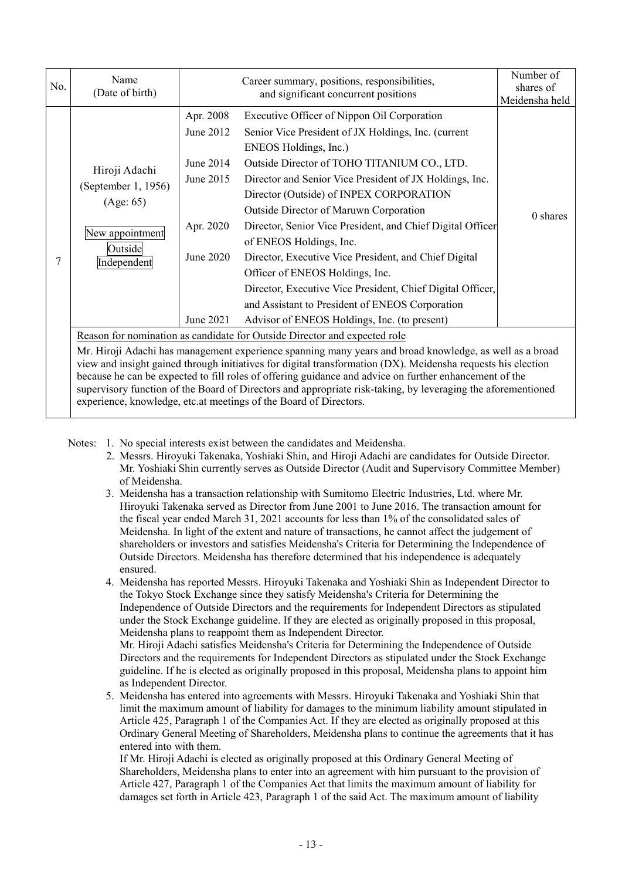| No. | Name (Date of birth) | Career summary, positions, responsibilities, and significant concurrent positions | | Number of shares of Meidensha held |
|---|---|---|---|---|
| 7 | Hiroji Adachi<br>(September 1, 1956)<br>(Age: 65)<br><br>New appointment<br>Outside<br>Independent | Apr. 2008<br>June 2012<br><br>June 2014<br>June 2015<br><br><br>Apr. 2020<br><br>June 2020<br><br><br><br>June 2021 | Executive Officer of Nippon Oil Corporation<br>Senior Vice President of JX Holdings, Inc. (current ENEOS Holdings, Inc.)<br>Outside Director of TOHO TITANIUM CO., LTD.<br>Director and Senior Vice President of JX Holdings, Inc.<br>Director (Outside) of INPEX CORPORATION<br>Outside Director of Maruwn Corporation<br>Director, Senior Vice President, and Chief Digital Officer of ENEOS Holdings, Inc.<br>Director, Executive Vice President, and Chief Digital Officer of ENEOS Holdings, Inc.<br>Director, Executive Vice President, Chief Digital Officer, and Assistant to President of ENEOS Corporation<br>Advisor of ENEOS Holdings, Inc. (to present) | 0 shares |
| | Reason for nomination as candidate for Outside Director and expected role<br>Mr. Hiroji Adachi has management experience spanning many years and broad knowledge, as well as a broad view and insight gained through initiatives for digital transformation (DX). Meidensha requests his election because he can be expected to fill roles of offering guidance and advice on further enhancement of the supervisory function of the Board of Directors and appropriate risk-taking, by leveraging the aforementioned experience, knowledge, etc.at meetings of the Board of Directors. | | | |

Notes:
1. No special interests exist between the candidates and Meidensha.
2. Messrs. Hiroyuki Takenaka, Yoshiaki Shin, and Hiroji Adachi are candidates for Outside Director. Mr. Yoshiaki Shin currently serves as Outside Director (Audit and Supervisory Committee Member) of Meidensha.
3. Meidensha has a transaction relationship with Sumitomo Electric Industries, Ltd. where Mr. Hiroyuki Takenaka served as Director from June 2001 to June 2016. The transaction amount for the fiscal year ended March 31, 2021 accounts for less than 1% of the consolidated sales of Meidensha. In light of the extent and nature of transactions, he cannot affect the judgement of shareholders or investors and satisfies Meidensha's Criteria for Determining the Independence of Outside Directors. Meidensha has therefore determined that his independence is adequately ensured.
4. Meidensha has reported Messrs. Hiroyuki Takenaka and Yoshiaki Shin as Independent Director to the Tokyo Stock Exchange since they satisfy Meidensha's Criteria for Determining the Independence of Outside Directors and the requirements for Independent Directors as stipulated under the Stock Exchange guideline. If they are elected as originally proposed in this proposal, Meidensha plans to reappoint them as Independent Director.
   Mr. Hiroji Adachi satisfies Meidensha's Criteria for Determining the Independence of Outside Directors and the requirements for Independent Directors as stipulated under the Stock Exchange guideline. If he is elected as originally proposed in this proposal, Meidensha plans to appoint him as Independent Director.
5. Meidensha has entered into agreements with Messrs. Hiroyuki Takenaka and Yoshiaki Shin that limit the maximum amount of liability for damages to the minimum liability amount stipulated in Article 425, Paragraph 1 of the Companies Act. If they are elected as originally proposed at this Ordinary General Meeting of Shareholders, Meidensha plans to continue the agreements that it has entered into with them.
   If Mr. Hiroji Adachi is elected as originally proposed at this Ordinary General Meeting of Shareholders, Meidensha plans to enter into an agreement with him pursuant to the provision of Article 427, Paragraph 1 of the Companies Act that limits the maximum amount of liability for damages set forth in Article 423, Paragraph 1 of the said Act. The maximum amount of liability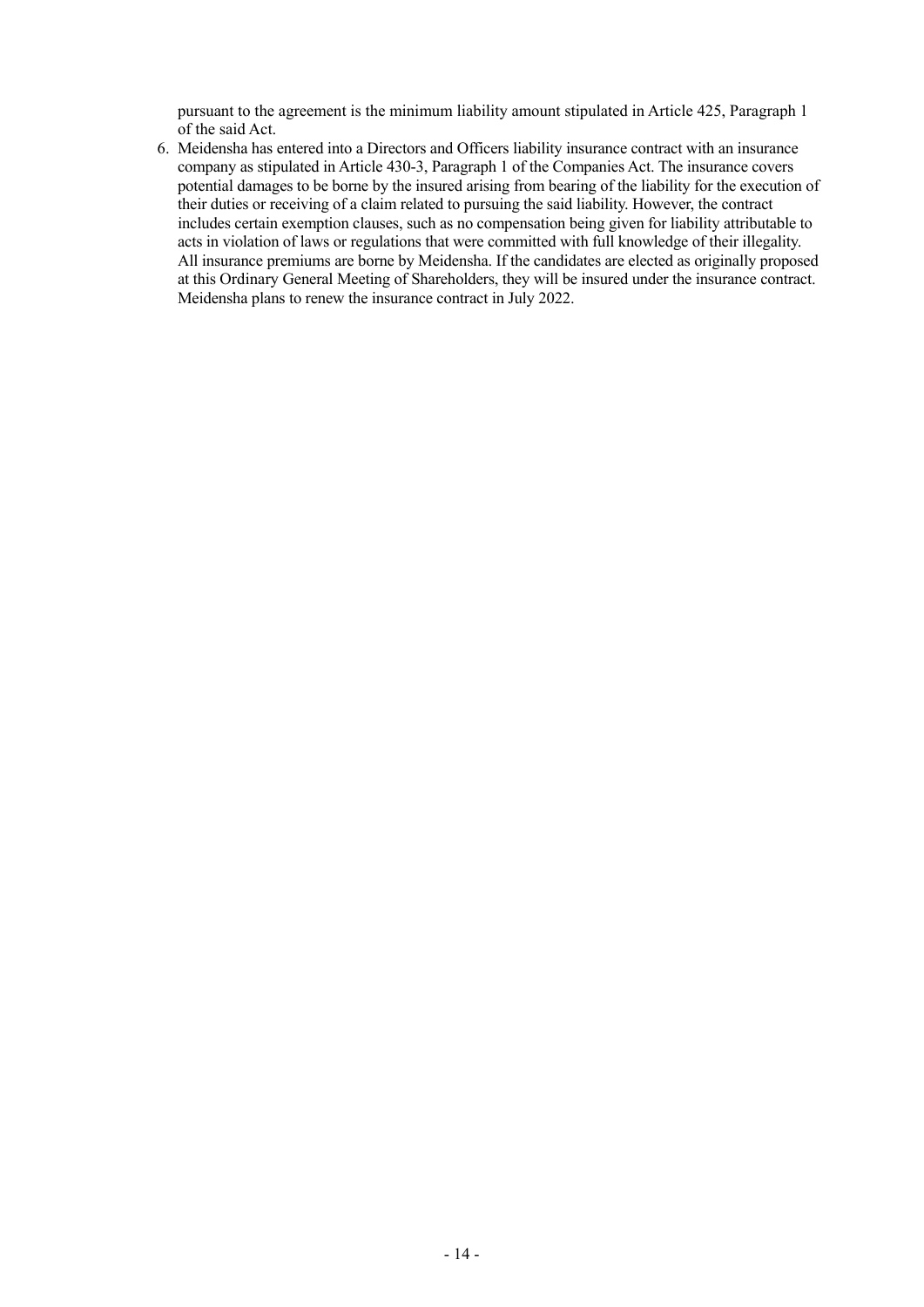pursuant to the agreement is the minimum liability amount stipulated in Article 425, Paragraph 1 of the said Act.

6. Meidensha has entered into a Directors and Officers liability insurance contract with an insurance company as stipulated in Article 430-3, Paragraph 1 of the Companies Act. The insurance covers potential damages to be borne by the insured arising from bearing of the liability for the execution of their duties or receiving of a claim related to pursuing the said liability. However, the contract includes certain exemption clauses, such as no compensation being given for liability attributable to acts in violation of laws or regulations that were committed with full knowledge of their illegality. All insurance premiums are borne by Meidensha. If the candidates are elected as originally proposed at this Ordinary General Meeting of Shareholders, they will be insured under the insurance contract. Meidensha plans to renew the insurance contract in July 2022.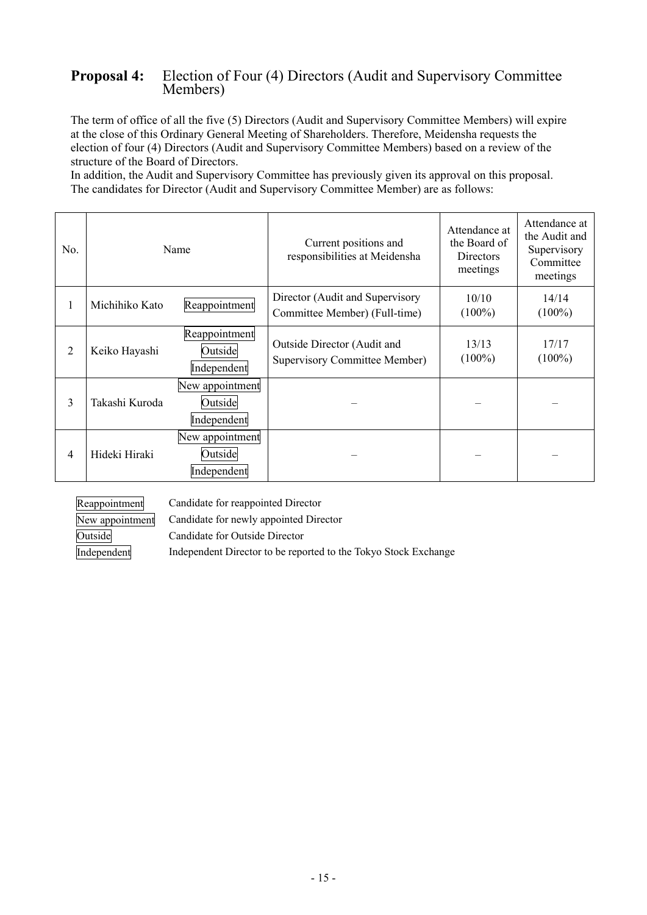## Proposal 4: Election of Four (4) Directors (Audit and Supervisory Committee Members)

The term of office of all the five (5) Directors (Audit and Supervisory Committee Members) will expire at the close of this Ordinary General Meeting of Shareholders. Therefore, Meidensha requests the election of four (4) Directors (Audit and Supervisory Committee Members) based on a review of the structure of the Board of Directors.

In addition, the Audit and Supervisory Committee has previously given its approval on this proposal.

The candidates for Director (Audit and Supervisory Committee Member) are as follows:

| No. | Name | | Current positions and responsibilities at Meidensha | Attendance at the Board of Directors meetings | Attendance at the Audit and Supervisory Committee meetings |
|---|---|---|---|---|---|
| 1 | Michihiko Kato | Reappointment | Director (Audit and Supervisory Committee Member) (Full-time) | 10/10 (100%) | 14/14 (100%) |
| 2 | Keiko Hayashi | Reappointment Outside Independent | Outside Director (Audit and Supervisory Committee Member) | 13/13 (100%) | 17/17 (100%) |
| 3 | Takashi Kuroda | New appointment Outside Independent | – | – | – |
| 4 | Hideki Hiraki | New appointment Outside Independent | – | – | – |

| | |
|---|---|
| Reappointment | Candidate for reappointed Director |
| New appointment | Candidate for newly appointed Director |
| Outside | Candidate for Outside Director |
| Independent | Independent Director to be reported to the Tokyo Stock Exchange |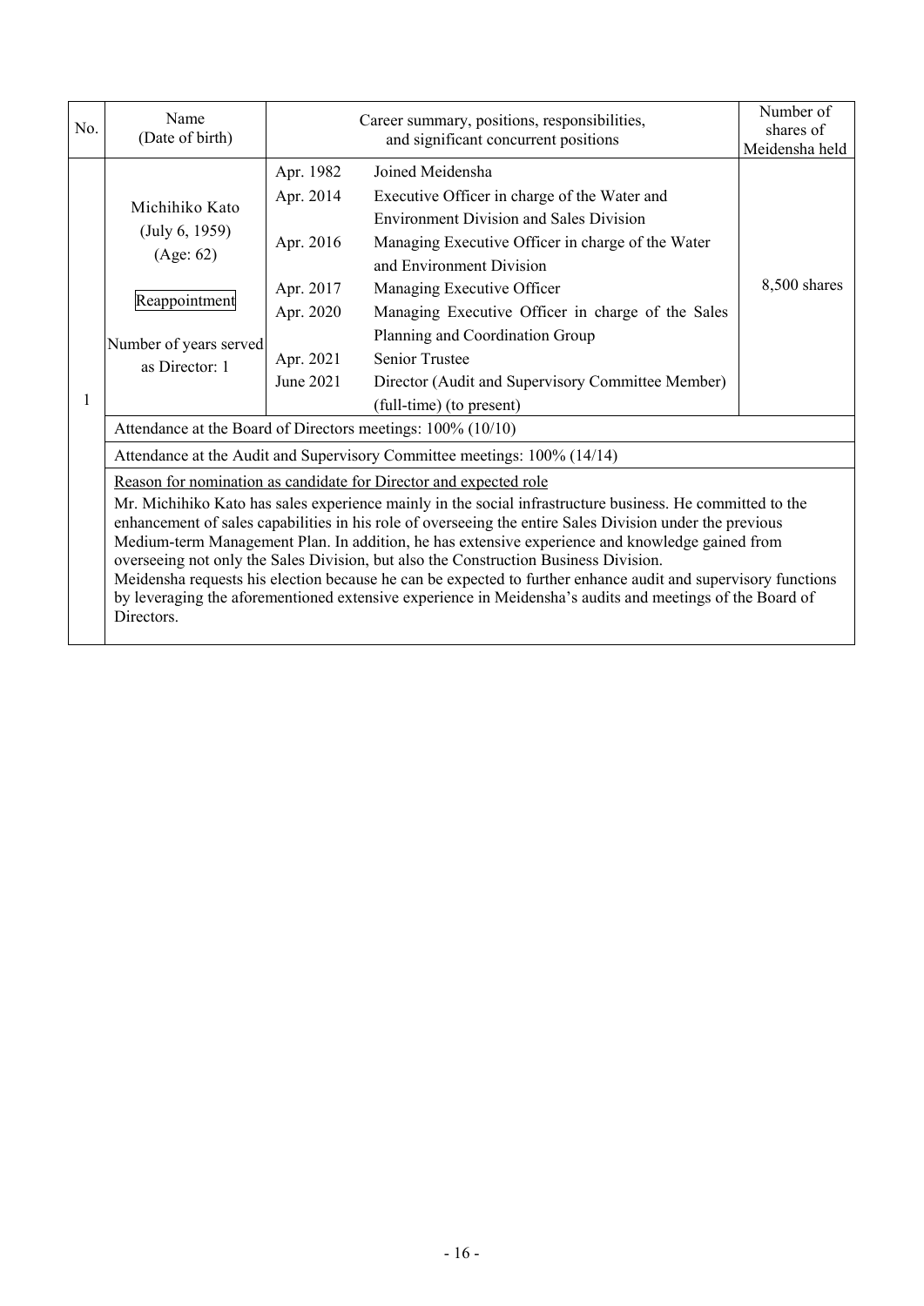| No. | Name (Date of birth) | Career summary, positions, responsibilities, and significant concurrent positions | | Number of shares of Meidensha held |
|---|---|---|---|---|
| 1 | Michihiko Kato (July 6, 1959) (Age: 62)<br><br>Reappointment<br><br>Number of years served as Director: 1 | Apr. 1982<br>Apr. 2014<br><br>Apr. 2016<br><br>Apr. 2017<br>Apr. 2020<br><br>Apr. 2021<br>June 2021 | Joined Meidensha<br>Executive Officer in charge of the Water and Environment Division and Sales Division<br>Managing Executive Officer in charge of the Water and Environment Division<br>Managing Executive Officer<br>Managing Executive Officer in charge of the Sales Planning and Coordination Group<br>Senior Trustee<br>Director (Audit and Supervisory Committee Member) (full-time) (to present) | 8,500 shares |
| | Attendance at the Board of Directors meetings: 100% (10/10) | | | |
| | Attendance at the Audit and Supervisory Committee meetings: 100% (14/14) | | | |
| | Reason for nomination as candidate for Director and expected role<br>Mr. Michihiko Kato has sales experience mainly in the social infrastructure business. He committed to the enhancement of sales capabilities in his role of overseeing the entire Sales Division under the previous Medium-term Management Plan. In addition, he has extensive experience and knowledge gained from overseeing not only the Sales Division, but also the Construction Business Division.<br>Meidensha requests his election because he can be expected to further enhance audit and supervisory functions by leveraging the aforementioned extensive experience in Meidensha's audits and meetings of the Board of Directors. | | | |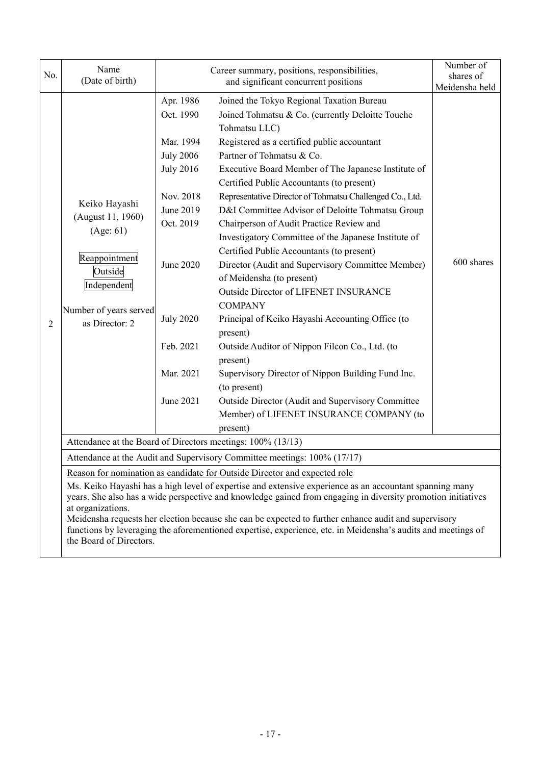| No. | Name (Date of birth) | Career summary, positions, responsibilities, and significant concurrent positions | | Number of shares of Meidensha held |
|---|---|---|---|---|
| 2 | Keiko Hayashi (August 11, 1960) (Age: 61)<br><br>Reappointment<br>Outside<br>Independent<br><br>Number of years served as Director: 2 | Apr. 1986 | Joined the Tokyo Regional Taxation Bureau | 600 shares |
| | | Oct. 1990 | Joined Tohmatsu & Co. (currently Deloitte Touche Tohmatsu LLC) | |
| | | Mar. 1994 | Registered as a certified public accountant | |
| | | July 2006 | Partner of Tohmatsu & Co. | |
| | | July 2016 | Executive Board Member of The Japanese Institute of Certified Public Accountants (to present) | |
| | | Nov. 2018 | Representative Director of Tohmatsu Challenged Co., Ltd. | |
| | | June 2019 | D&I Committee Advisor of Deloitte Tohmatsu Group | |
| | | Oct. 2019 | Chairperson of Audit Practice Review and Investigatory Committee of the Japanese Institute of Certified Public Accountants (to present) | |
| | | June 2020 | Director (Audit and Supervisory Committee Member) of Meidensha (to present)<br>Outside Director of LIFENET INSURANCE COMPANY | |
| | | July 2020 | Principal of Keiko Hayashi Accounting Office (to present) | |
| | | Feb. 2021 | Outside Auditor of Nippon Filcon Co., Ltd. (to present) | |
| | | Mar. 2021 | Supervisory Director of Nippon Building Fund Inc. (to present) | |
| | | June 2021 | Outside Director (Audit and Supervisory Committee Member) of LIFENET INSURANCE COMPANY (to present) | |
| | Attendance at the Board of Directors meetings: 100% (13/13) | | | |
| | Attendance at the Audit and Supervisory Committee meetings: 100% (17/17) | | | |
| | Reason for nomination as candidate for Outside Director and expected role<br>Ms. Keiko Hayashi has a high level of expertise and extensive experience as an accountant spanning many years. She also has a wide perspective and knowledge gained from engaging in diversity promotion initiatives at organizations.<br>Meidensha requests her election because she can be expected to further enhance audit and supervisory functions by leveraging the aforementioned expertise, experience, etc. in Meidensha's audits and meetings of the Board of Directors. | | | |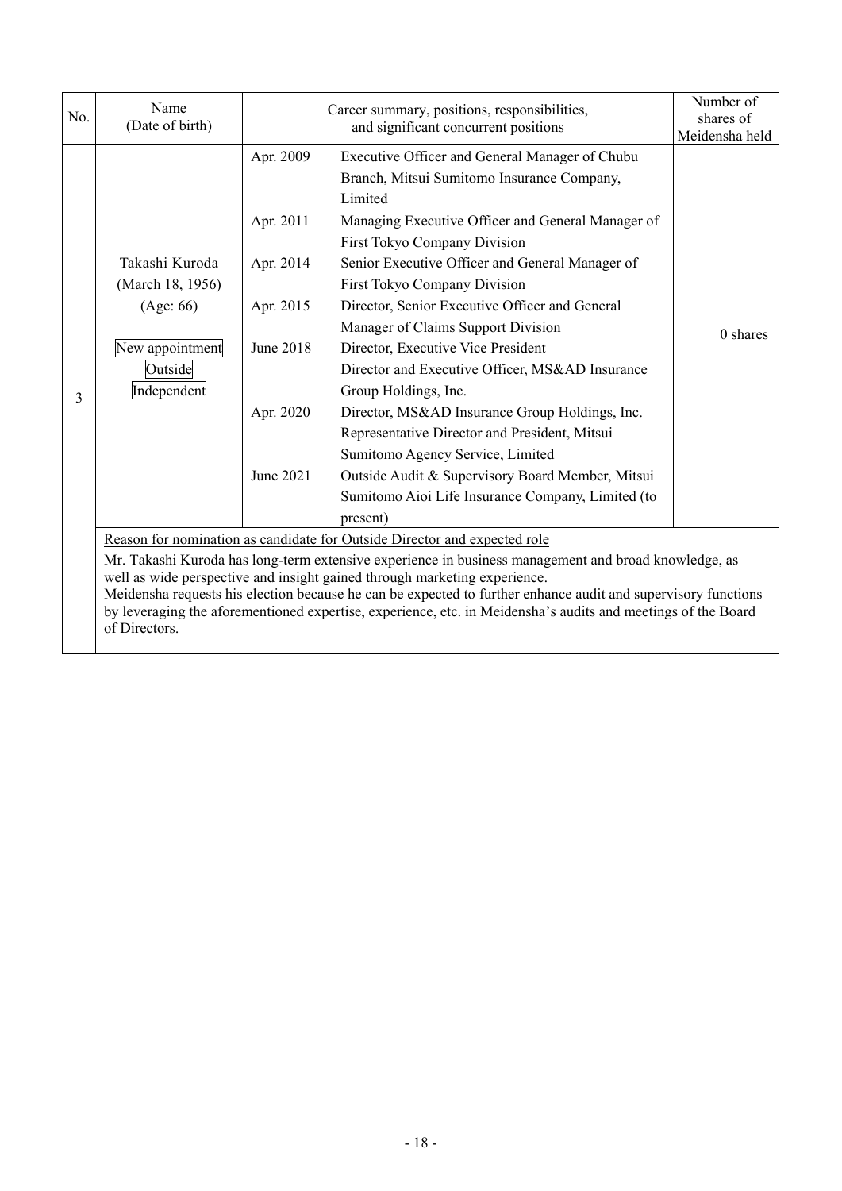| No. | Name (Date of birth) | Career summary, positions, responsibilities, and significant concurrent positions | | Number of shares of Meidensha held |
|---|---|---|---|---|
| 3 | Takashi Kuroda (March 18, 1956) (Age: 66) New appointment Outside Independent | Apr. 2009 | Executive Officer and General Manager of Chubu Branch, Mitsui Sumitomo Insurance Company, Limited | 0 shares |
| | | Apr. 2011 | Managing Executive Officer and General Manager of First Tokyo Company Division | |
| | | Apr. 2014 | Senior Executive Officer and General Manager of First Tokyo Company Division | |
| | | Apr. 2015 | Director, Senior Executive Officer and General Manager of Claims Support Division | |
| | | June 2018 | Director, Executive Vice President<br>Director and Executive Officer, MS&AD Insurance Group Holdings, Inc. | |
| | | Apr. 2020 | Director, MS&AD Insurance Group Holdings, Inc.<br>Representative Director and President, Mitsui Sumitomo Agency Service, Limited | |
| | | June 2021 | Outside Audit & Supervisory Board Member, Mitsui Sumitomo Aioi Life Insurance Company, Limited (to present) | |

Reason for nomination as candidate for Outside Director and expected role

Mr. Takashi Kuroda has long-term extensive experience in business management and broad knowledge, as well as wide perspective and insight gained through marketing experience.
Meidensha requests his election because he can be expected to further enhance audit and supervisory functions by leveraging the aforementioned expertise, experience, etc. in Meidensha's audits and meetings of the Board of Directors.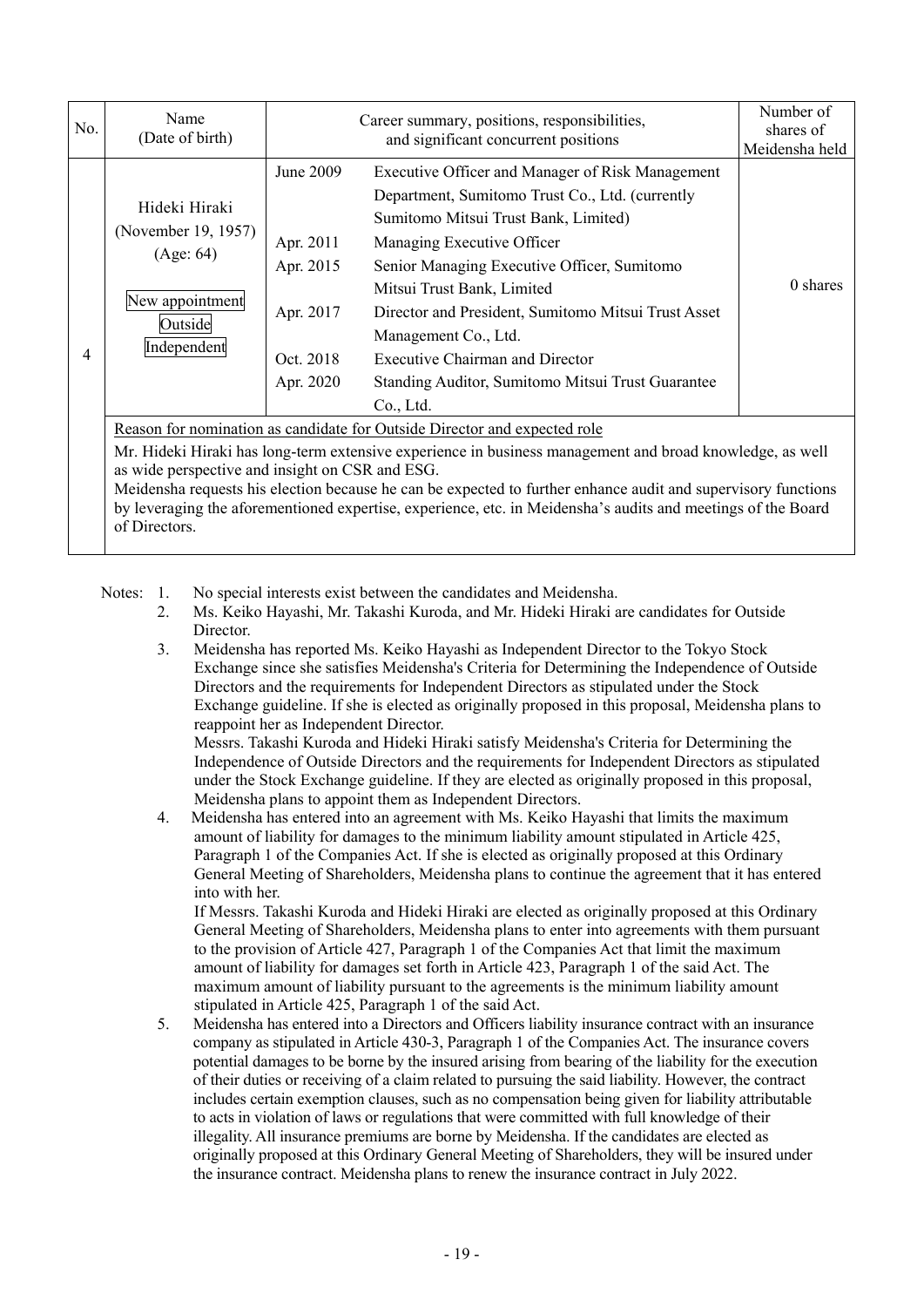| No. | Name (Date of birth) | Career summary, positions, responsibilities, and significant concurrent positions | | Number of shares of Meidensha held |
|---|---|---|---|---|
| 4 | Hideki Hiraki (November 19, 1957) (Age: 64) New appointment Outside Independent | June 2009 | Executive Officer and Manager of Risk Management Department, Sumitomo Trust Co., Ltd. (currently Sumitomo Mitsui Trust Bank, Limited) | 0 shares |
| | | Apr. 2011 | Managing Executive Officer | |
| | | Apr. 2015 | Senior Managing Executive Officer, Sumitomo Mitsui Trust Bank, Limited | |
| | | Apr. 2017 | Director and President, Sumitomo Mitsui Trust Asset Management Co., Ltd. | |
| | | Oct. 2018 | Executive Chairman and Director | |
| | | Apr. 2020 | Standing Auditor, Sumitomo Mitsui Trust Guarantee Co., Ltd. | |

Reason for nomination as candidate for Outside Director and expected role

Mr. Hideki Hiraki has long-term extensive experience in business management and broad knowledge, as well as wide perspective and insight on CSR and ESG.
Meidensha requests his election because he can be expected to further enhance audit and supervisory functions by leveraging the aforementioned expertise, experience, etc. in Meidensha's audits and meetings of the Board of Directors.

Notes:
1. No special interests exist between the candidates and Meidensha.
2. Ms. Keiko Hayashi, Mr. Takashi Kuroda, and Mr. Hideki Hiraki are candidates for Outside Director.
3. Meidensha has reported Ms. Keiko Hayashi as Independent Director to the Tokyo Stock Exchange since she satisfies Meidensha's Criteria for Determining the Independence of Outside Directors and the requirements for Independent Directors as stipulated under the Stock Exchange guideline. If she is elected as originally proposed in this proposal, Meidensha plans to reappoint her as Independent Director.
   Messrs. Takashi Kuroda and Hideki Hiraki satisfy Meidensha's Criteria for Determining the Independence of Outside Directors and the requirements for Independent Directors as stipulated under the Stock Exchange guideline. If they are elected as originally proposed in this proposal, Meidensha plans to appoint them as Independent Directors.
4. Meidensha has entered into an agreement with Ms. Keiko Hayashi that limits the maximum amount of liability for damages to the minimum liability amount stipulated in Article 425, Paragraph 1 of the Companies Act. If she is elected as originally proposed at this Ordinary General Meeting of Shareholders, Meidensha plans to continue the agreement that it has entered into with her.
   If Messrs. Takashi Kuroda and Hideki Hiraki are elected as originally proposed at this Ordinary General Meeting of Shareholders, Meidensha plans to enter into agreements with them pursuant to the provision of Article 427, Paragraph 1 of the Companies Act that limit the maximum amount of liability for damages set forth in Article 423, Paragraph 1 of the said Act. The maximum amount of liability pursuant to the agreements is the minimum liability amount stipulated in Article 425, Paragraph 1 of the said Act.
5. Meidensha has entered into a Directors and Officers liability insurance contract with an insurance company as stipulated in Article 430-3, Paragraph 1 of the Companies Act. The insurance covers potential damages to be borne by the insured arising from bearing of the liability for the execution of their duties or receiving of a claim related to pursuing the said liability. However, the contract includes certain exemption clauses, such as no compensation being given for liability attributable to acts in violation of laws or regulations that were committed with full knowledge of their illegality. All insurance premiums are borne by Meidensha. If the candidates are elected as originally proposed at this Ordinary General Meeting of Shareholders, they will be insured under the insurance contract. Meidensha plans to renew the insurance contract in July 2022.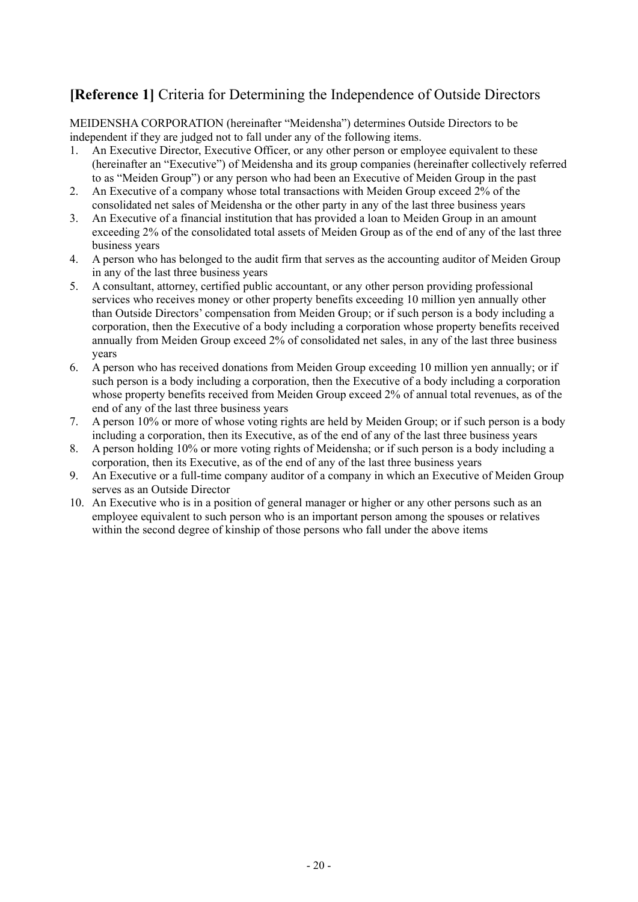## **[Reference 1]** Criteria for Determining the Independence of Outside Directors

MEIDENSHA CORPORATION (hereinafter "Meidensha") determines Outside Directors to be independent if they are judged not to fall under any of the following items.

1. An Executive Director, Executive Officer, or any other person or employee equivalent to these (hereinafter an "Executive") of Meidensha and its group companies (hereinafter collectively referred to as "Meiden Group") or any person who had been an Executive of Meiden Group in the past
2. An Executive of a company whose total transactions with Meiden Group exceed 2% of the consolidated net sales of Meidensha or the other party in any of the last three business years
3. An Executive of a financial institution that has provided a loan to Meiden Group in an amount exceeding 2% of the consolidated total assets of Meiden Group as of the end of any of the last three business years
4. A person who has belonged to the audit firm that serves as the accounting auditor of Meiden Group in any of the last three business years
5. A consultant, attorney, certified public accountant, or any other person providing professional services who receives money or other property benefits exceeding 10 million yen annually other than Outside Directors' compensation from Meiden Group; or if such person is a body including a corporation, then the Executive of a body including a corporation whose property benefits received annually from Meiden Group exceed 2% of consolidated net sales, in any of the last three business years
6. A person who has received donations from Meiden Group exceeding 10 million yen annually; or if such person is a body including a corporation, then the Executive of a body including a corporation whose property benefits received from Meiden Group exceed 2% of annual total revenues, as of the end of any of the last three business years
7. A person 10% or more of whose voting rights are held by Meiden Group; or if such person is a body including a corporation, then its Executive, as of the end of any of the last three business years
8. A person holding 10% or more voting rights of Meidensha; or if such person is a body including a corporation, then its Executive, as of the end of any of the last three business years
9. An Executive or a full-time company auditor of a company in which an Executive of Meiden Group serves as an Outside Director
10. An Executive who is in a position of general manager or higher or any other persons such as an employee equivalent to such person who is an important person among the spouses or relatives within the second degree of kinship of those persons who fall under the above items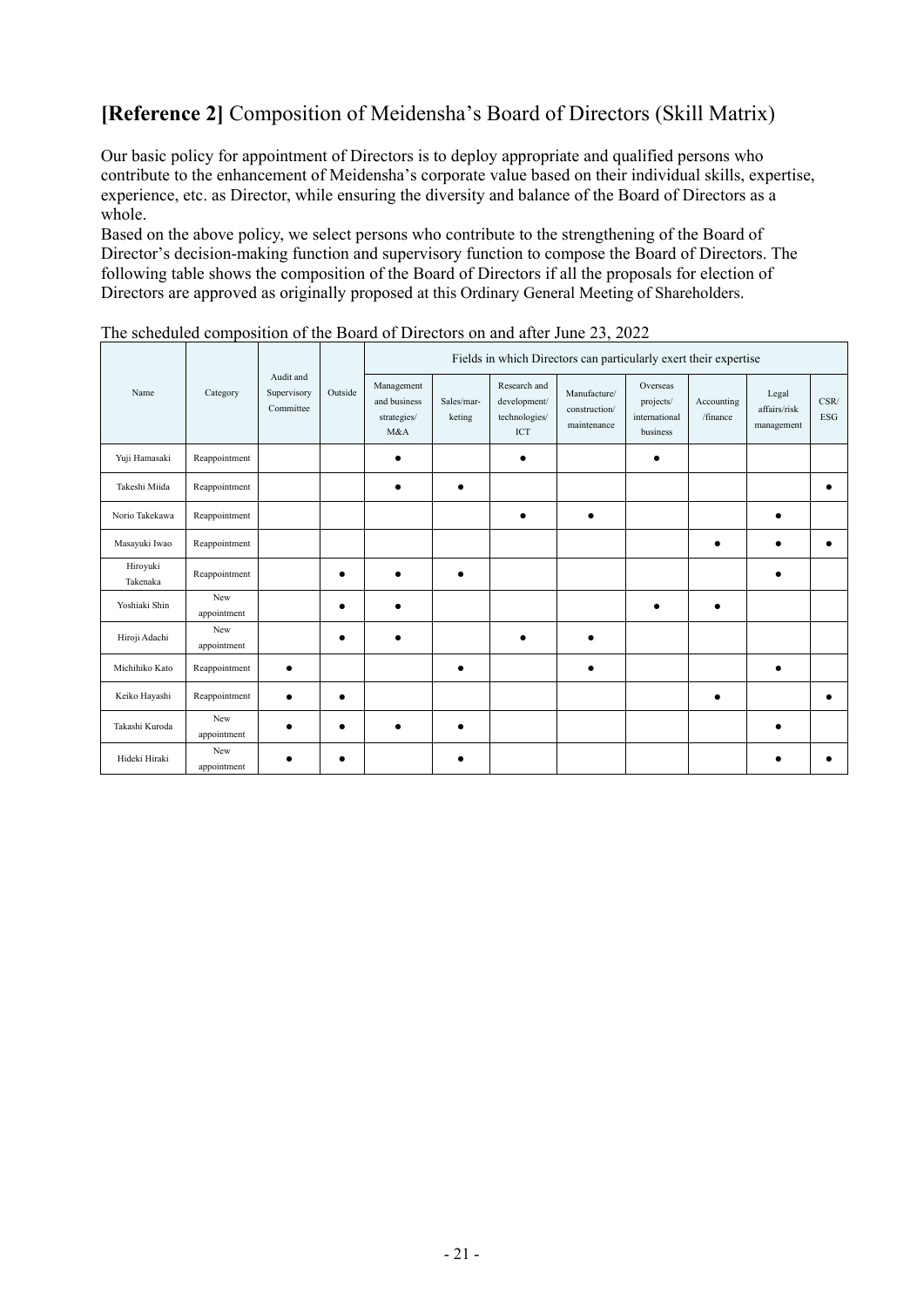## **[Reference 2]** Composition of Meidensha's Board of Directors (Skill Matrix)

Our basic policy for appointment of Directors is to deploy appropriate and qualified persons who contribute to the enhancement of Meidensha's corporate value based on their individual skills, expertise, experience, etc. as Director, while ensuring the diversity and balance of the Board of Directors as a whole.

Based on the above policy, we select persons who contribute to the strengthening of the Board of Director's decision-making function and supervisory function to compose the Board of Directors. The following table shows the composition of the Board of Directors if all the proposals for election of Directors are approved as originally proposed at this Ordinary General Meeting of Shareholders.

The scheduled composition of the Board of Directors on and after June 23, 2022

| Name | Category | Audit and Supervisory Committee | Outside | Fields in which Directors can particularly exert their expertise | | | | | | | |
|---|---|---|---|---|---|---|---|---|---|---|---|
| | | | | Management and business strategies/ M&A | Sales/mar-keting | Research and development/ technologies/ ICT | Manufacture/ construction/ maintenance | Overseas projects/ international business | Accounting /finance | Legal affairs/risk management | CSR/ ESG |
| Yuji Hamasaki | Reappointment | | | ● | | ● | | ● | | | |
| Takeshi Miida | Reappointment | | | ● | ● | | | | | | ● |
| Norio Takekawa | Reappointment | | | | | ● | ● | | | ● | |
| Masayuki Iwao | Reappointment | | | | | | | | ● | ● | ● |
| Hiroyuki Takenaka | Reappointment | | ● | ● | ● | | | | | ● | |
| Yoshiaki Shin | New appointment | | ● | ● | | | | ● | ● | | |
| Hiroji Adachi | New appointment | | ● | ● | | ● | ● | | | | |
| Michihiko Kato | Reappointment | ● | | | ● | | ● | | | ● | |
| Keiko Hayashi | Reappointment | ● | ● | | | | | | ● | | ● |
| Takashi Kuroda | New appointment | ● | ● | ● | ● | | | | | ● | |
| Hideki Hiraki | New appointment | ● | ● | | ● | | | | | ● | ● |